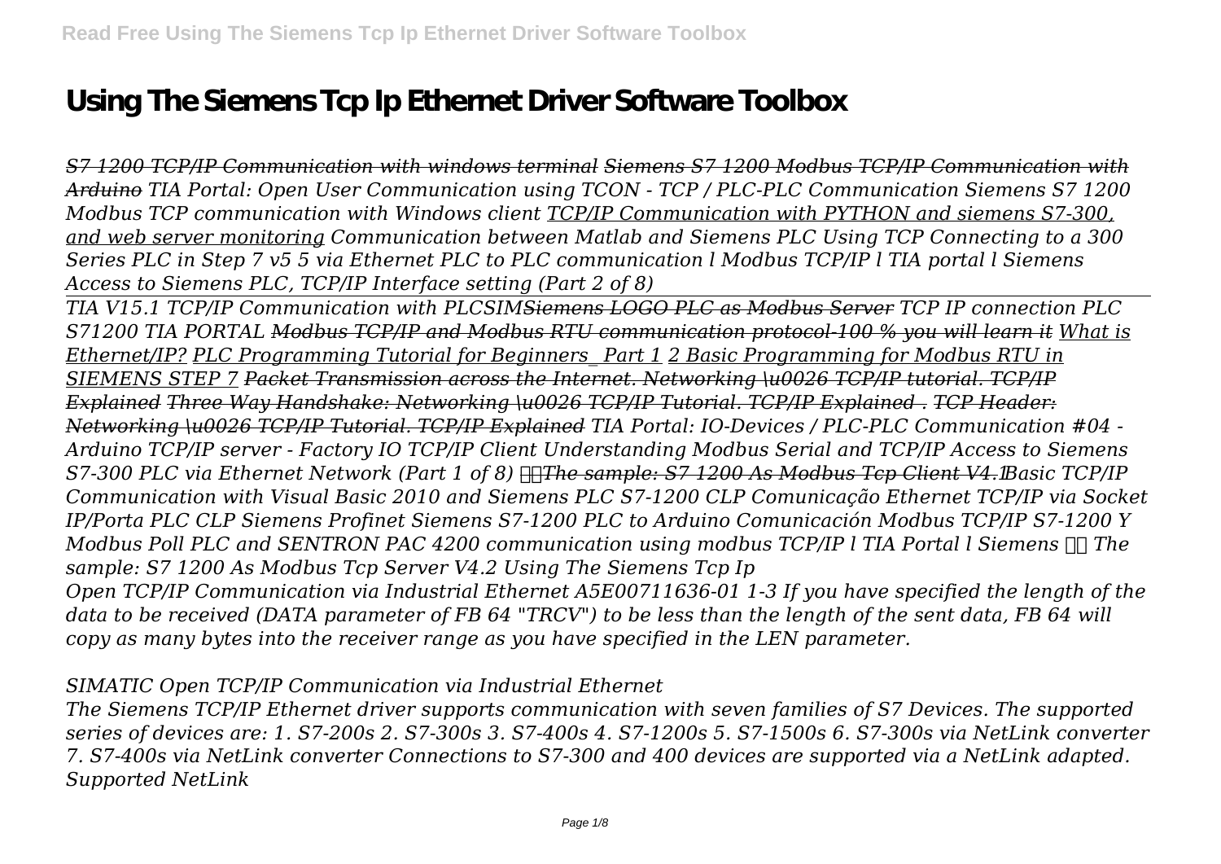# Using The Siemens Tcp Ip Ethernet Driver Software Toolbox

*S7 1200 TCP/IP Communication with windows terminal Siemens S7 1200 Modbus TCP/IP Communication with Arduino TIA Portal: Open User Communication using TCON - TCP / PLC-PLC Communication Siemens S7 1200 Modbus TCP communication with Windows client TCP/IP Communication with PYTHON and siemens S7-300, and web server monitoring Communication between Matlab and Siemens PLC Using TCP Connecting to a 300 Series PLC in Step 7 v5 5 via Ethernet PLC to PLC communication l Modbus TCP/IP l TIA portal l Siemens Access to Siemens PLC, TCP/IP Interface setting (Part 2 of 8)*

*TIA V15.1 TCP/IP Communication with PLCSIMSiemens LOGO PLC as Modbus Server TCP IP connection PLC S71200 TIA PORTAL Modbus TCP/IP and Modbus RTU communication protocol-100 % you will learn it What is Ethernet/IP? PLC Programming Tutorial for Beginners_ Part 1 2 Basic Programming for Modbus RTU in SIEMENS STEP 7 Packet Transmission across the Internet. Networking \u0026 TCP/IP tutorial. TCP/IP Explained Three Way Handshake: Networking \u0026 TCP/IP Tutorial. TCP/IP Explained . TCP Header: Networking \u0026 TCP/IP Tutorial. TCP/IP Explained TIA Portal: IO-Devices / PLC-PLC Communication #04 - Arduino TCP/IP server - Factory IO TCP/IP Client Understanding Modbus Serial and TCP/IP Access to Siemens S7-300 PLC via Ethernet Network (Part 1 of 8) The sample: S7 1200 As Modbus Tcp Client V4.1Basic TCP/IP Communication with Visual Basic 2010 and Siemens PLC S7-1200 CLP Comunicação Ethernet TCP/IP via Socket IP/Porta PLC CLP Siemens Profinet Siemens S7-1200 PLC to Arduino Comunicación Modbus TCP/IP S7-1200 Y Modbus Poll PLC and SENTRON PAC 4200 communication using modbus TCP/IP l TIA Portal l Siemens The sample: S7 1200 As Modbus Tcp Server V4.2 Using The Siemens Tcp Ip*

*Open TCP/IP Communication via Industrial Ethernet A5E00711636-01 1-3 If you have specified the length of the data to be received (DATA parameter of FB 64 "TRCV") to be less than the length of the sent data, FB 64 will copy as many bytes into the receiver range as you have specified in the LEN parameter.*

*SIMATIC Open TCP/IP Communication via Industrial Ethernet*

*The Siemens TCP/IP Ethernet driver supports communication with seven families of S7 Devices. The supported series of devices are: 1. S7-200s 2. S7-300s 3. S7-400s 4. S7-1200s 5. S7-1500s 6. S7-300s via NetLink converter 7. S7-400s via NetLink converter Connections to S7-300 and 400 devices are supported via a NetLink adapted. Supported NetLink*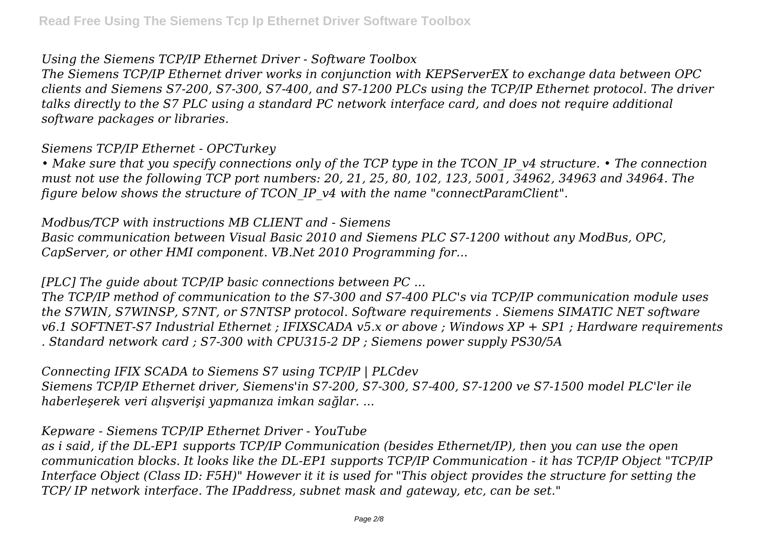*Using the Siemens TCP/IP Ethernet Driver - Software Toolbox*

*The Siemens TCP/IP Ethernet driver works in conjunction with KEPServerEX to exchange data between OPC clients and Siemens S7-200, S7-300, S7-400, and S7-1200 PLCs using the TCP/IP Ethernet protocol. The driver talks directly to the S7 PLC using a standard PC network interface card, and does not require additional software packages or libraries.*

*Siemens TCP/IP Ethernet - OPCTurkey*

*• Make sure that you specify connections only of the TCP type in the TCON_IP_v4 structure. • The connection must not use the following TCP port numbers: 20, 21, 25, 80, 102, 123, 5001, 34962, 34963 and 34964. The figure below shows the structure of TCON_IP_v4 with the name "connectParamClient".*

*Modbus/TCP with instructions MB CLIENT and - Siemens*

*Basic communication between Visual Basic 2010 and Siemens PLC S7-1200 without any ModBus, OPC, CapServer, or other HMI component. VB.Net 2010 Programming for...*

*[PLC] The guide about TCP/IP basic connections between PC ...*

*The TCP/IP method of communication to the S7-300 and S7-400 PLC's via TCP/IP communication module uses the S7WIN, S7WINSP, S7NT, or S7NTSP protocol. Software requirements . Siemens SIMATIC NET software v6.1 SOFTNET-S7 Industrial Ethernet ; IFIXSCADA v5.x or above ; Windows XP + SP1 ; Hardware requirements . Standard network card ; S7-300 with CPU315-2 DP ; Siemens power supply PS30/5A*

*Connecting IFIX SCADA to Siemens S7 using TCP/IP | PLCdev*

*Siemens TCP/IP Ethernet driver, Siemens'in S7-200, S7-300, S7-400, S7-1200 ve S7-1500 model PLC'ler ile haberleşerek veri alışverişi yapmanıza imkan sağlar. ...*

*Kepware - Siemens TCP/IP Ethernet Driver - YouTube*

*as i said, if the DL-EP1 supports TCP/IP Communication (besides Ethernet/IP), then you can use the open communication blocks. It looks like the DL-EP1 supports TCP/IP Communication - it has TCP/IP Object "TCP/IP Interface Object (Class ID: F5H)" However it it is used for "This object provides the structure for setting the TCP/ IP network interface. The IPaddress, subnet mask and gateway, etc, can be set."*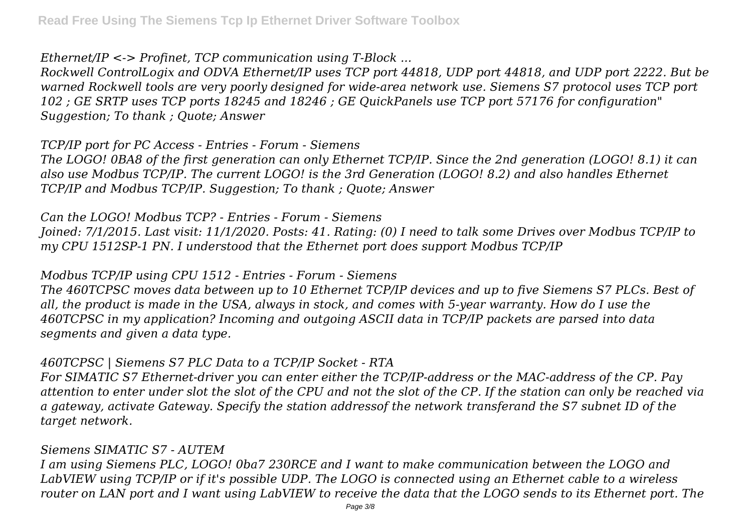*Ethernet/IP <-> Profinet, TCP communication using T-Block ...*

*Rockwell ControlLogix and ODVA Ethernet/IP uses TCP port 44818, UDP port 44818, and UDP port 2222. But be warned Rockwell tools are very poorly designed for wide-area network use. Siemens S7 protocol uses TCP port 102 ; GE SRTP uses TCP ports 18245 and 18246 ; GE QuickPanels use TCP port 57176 for configuration" Suggestion; To thank ; Quote; Answer*

*TCP/IP port for PC Access - Entries - Forum - Siemens*

*The LOGO! 0BA8 of the first generation can only Ethernet TCP/IP. Since the 2nd generation (LOGO! 8.1) it can also use Modbus TCP/IP. The current LOGO! is the 3rd Generation (LOGO! 8.2) and also handles Ethernet TCP/IP and Modbus TCP/IP. Suggestion; To thank ; Quote; Answer*

*Can the LOGO! Modbus TCP? - Entries - Forum - Siemens*

*Joined: 7/1/2015. Last visit: 11/1/2020. Posts: 41. Rating: (0) I need to talk some Drives over Modbus TCP/IP to my CPU 1512SP-1 PN. I understood that the Ethernet port does support Modbus TCP/IP*

*Modbus TCP/IP using CPU 1512 - Entries - Forum - Siemens*

*The 460TCPSC moves data between up to 10 Ethernet TCP/IP devices and up to five Siemens S7 PLCs. Best of all, the product is made in the USA, always in stock, and comes with 5-year warranty. How do I use the 460TCPSC in my application? Incoming and outgoing ASCII data in TCP/IP packets are parsed into data segments and given a data type.*

*460TCPSC | Siemens S7 PLC Data to a TCP/IP Socket - RTA*

*For SIMATIC S7 Ethernet-driver you can enter either the TCP/IP-address or the MAC-address of the CP. Pay attention to enter under slot the slot of the CPU and not the slot of the CP. If the station can only be reached via a gateway, activate Gateway. Specify the station addressof the network transferand the S7 subnet ID of the target network.*

*Siemens SIMATIC S7 - AUTEM*

*I am using Siemens PLC, LOGO! 0ba7 230RCE and I want to make communication between the LOGO and LabVIEW using TCP/IP or if it's possible UDP. The LOGO is connected using an Ethernet cable to a wireless router on LAN port and I want using LabVIEW to receive the data that the LOGO sends to its Ethernet port. The*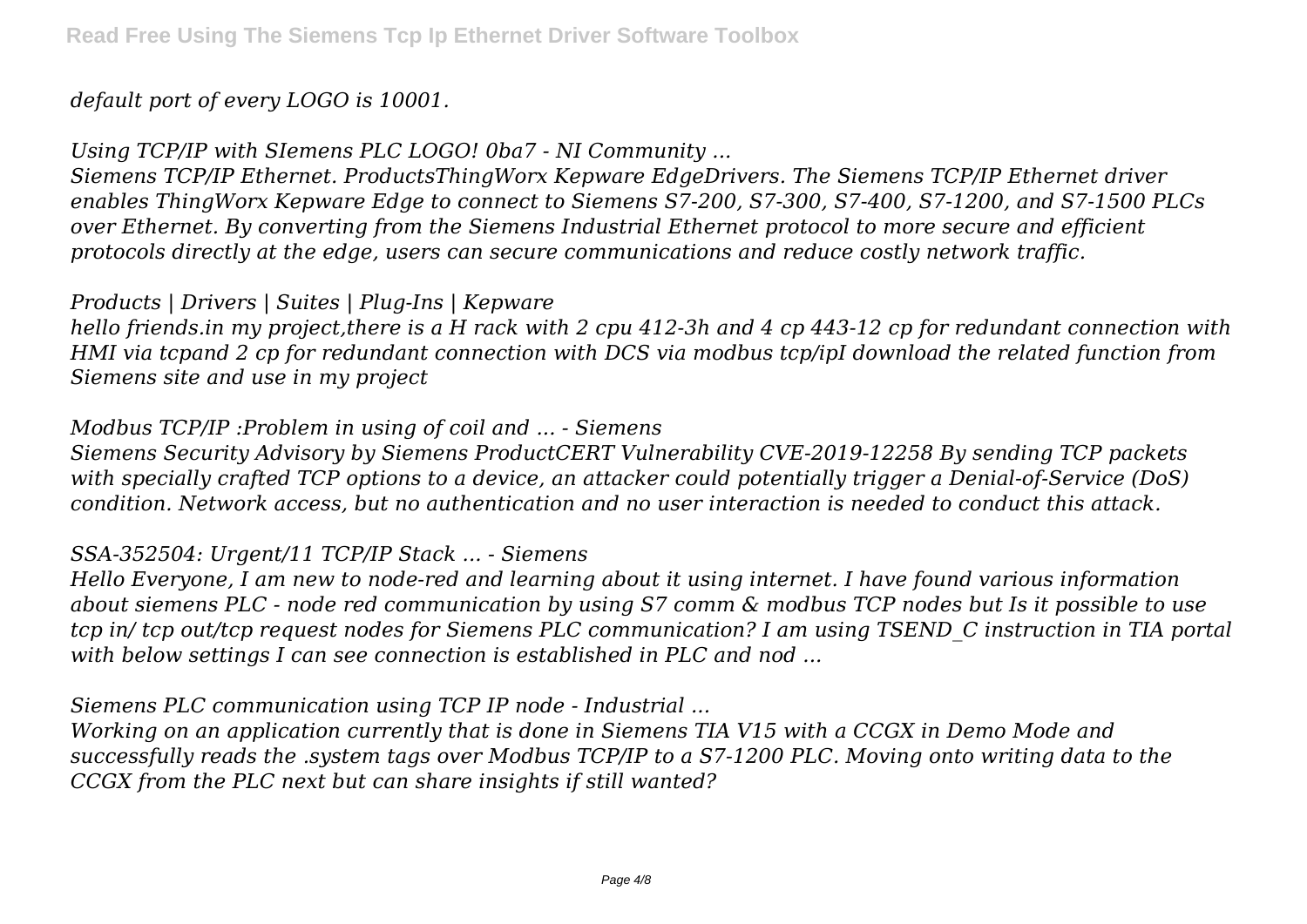*default port of every LOGO is 10001.*

*Using TCP/IP with SIemens PLC LOGO! 0ba7 - NI Community ...*

*Siemens TCP/IP Ethernet. ProductsThingWorx Kepware EdgeDrivers. The Siemens TCP/IP Ethernet driver enables ThingWorx Kepware Edge to connect to Siemens S7-200, S7-300, S7-400, S7-1200, and S7-1500 PLCs over Ethernet. By converting from the Siemens Industrial Ethernet protocol to more secure and efficient protocols directly at the edge, users can secure communications and reduce costly network traffic.*

*Products | Drivers | Suites | Plug-Ins | Kepware*

*hello friends.in my project,there is a H rack with 2 cpu 412-3h and 4 cp 443-12 cp for redundant connection with HMI via tcpand 2 cp for redundant connection with DCS via modbus tcp/ipI download the related function from Siemens site and use in my project*

*Modbus TCP/IP :Problem in using of coil and ... - Siemens*

*Siemens Security Advisory by Siemens ProductCERT Vulnerability CVE-2019-12258 By sending TCP packets with specially crafted TCP options to a device, an attacker could potentially trigger a Denial-of-Service (DoS) condition. Network access, but no authentication and no user interaction is needed to conduct this attack.*

*SSA-352504: Urgent/11 TCP/IP Stack ... - Siemens*

*Hello Everyone, I am new to node-red and learning about it using internet. I have found various information about siemens PLC - node red communication by using S7 comm & modbus TCP nodes but Is it possible to use tcp in/ tcp out/tcp request nodes for Siemens PLC communication? I am using TSEND_C instruction in TIA portal with below settings I can see connection is established in PLC and nod ...*

*Siemens PLC communication using TCP IP node - Industrial ...*

*Working on an application currently that is done in Siemens TIA V15 with a CCGX in Demo Mode and successfully reads the .system tags over Modbus TCP/IP to a S7-1200 PLC. Moving onto writing data to the CCGX from the PLC next but can share insights if still wanted?*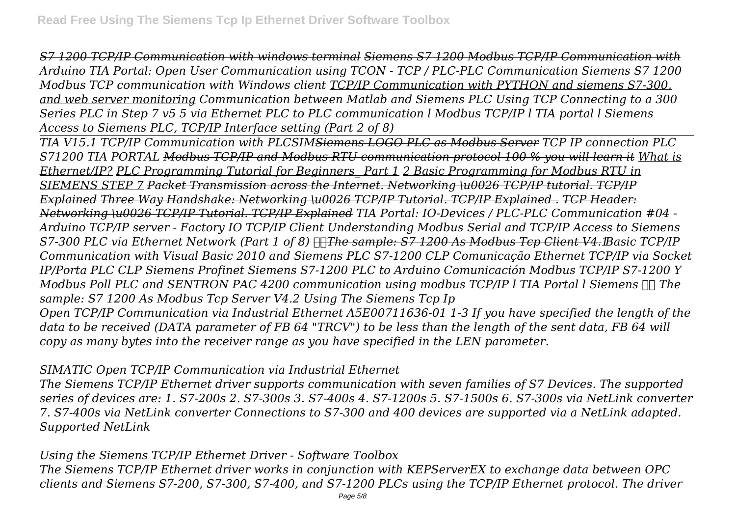*S7 1200 TCP/IP Communication with windows terminal Siemens S7 1200 Modbus TCP/IP Communication with Arduino TIA Portal: Open User Communication using TCON - TCP / PLC-PLC Communication Siemens S7 1200 Modbus TCP communication with Windows client TCP/IP Communication with PYTHON and siemens S7-300, and web server monitoring Communication between Matlab and Siemens PLC Using TCP Connecting to a 300 Series PLC in Step 7 v5 5 via Ethernet PLC to PLC communication l Modbus TCP/IP l TIA portal l Siemens Access to Siemens PLC, TCP/IP Interface setting (Part 2 of 8)*

*TIA V15.1 TCP/IP Communication with PLCSIM~~Siemens LOGO PLC as Modbus Server~~ TCP IP connection PLC S71200 TIA PORTAL ~~Modbus TCP/IP and Modbus RTU communication protocol 100 % you will learn it~~ What is Ethernet/IP? PLC Programming Tutorial for Beginners_ Part 1 2 Basic Programming for Modbus RTU in SIEMENS STEP 7 ~~Packet Transmission across the Internet. Networking \u0026 TCP/IP tutorial. TCP/IP Explained~~ ~~Three Way Handshake: Networking \u0026 TCP/IP Tutorial. TCP/IP Explained .~~ ~~TCP Header: Networking \u0026 TCP/IP Tutorial. TCP/IP Explained~~ TIA Portal: IO-Devices / PLC-PLC Communication #04 - Arduino TCP/IP server - Factory IO TCP/IP Client Understanding Modbus Serial and TCP/IP Access to Siemens S7-300 PLC via Ethernet Network (Part 1 of 8) ~~The sample: S7 1200 As Modbus Tcp Client V4.1~~Basic TCP/IP Communication with Visual Basic 2010 and Siemens PLC S7-1200 CLP Comunicação Ethernet TCP/IP via Socket IP/Porta PLC CLP Siemens Profinet Siemens S7-1200 PLC to Arduino Comunicación Modbus TCP/IP S7-1200 Y Modbus Poll PLC and SENTRON PAC 4200 communication using modbus TCP/IP l TIA Portal l Siemens The sample: S7 1200 As Modbus Tcp Server V4.2 Using The Siemens Tcp Ip*

*Open TCP/IP Communication via Industrial Ethernet A5E00711636-01 1-3 If you have specified the length of the data to be received (DATA parameter of FB 64 "TRCV") to be less than the length of the sent data, FB 64 will copy as many bytes into the receiver range as you have specified in the LEN parameter.*

*SIMATIC Open TCP/IP Communication via Industrial Ethernet*

*The Siemens TCP/IP Ethernet driver supports communication with seven families of S7 Devices. The supported series of devices are: 1. S7-200s 2. S7-300s 3. S7-400s 4. S7-1200s 5. S7-1500s 6. S7-300s via NetLink converter 7. S7-400s via NetLink converter Connections to S7-300 and 400 devices are supported via a NetLink adapted. Supported NetLink*

*Using the Siemens TCP/IP Ethernet Driver - Software Toolbox*

*The Siemens TCP/IP Ethernet driver works in conjunction with KEPServerEX to exchange data between OPC clients and Siemens S7-200, S7-300, S7-400, and S7-1200 PLCs using the TCP/IP Ethernet protocol. The driver*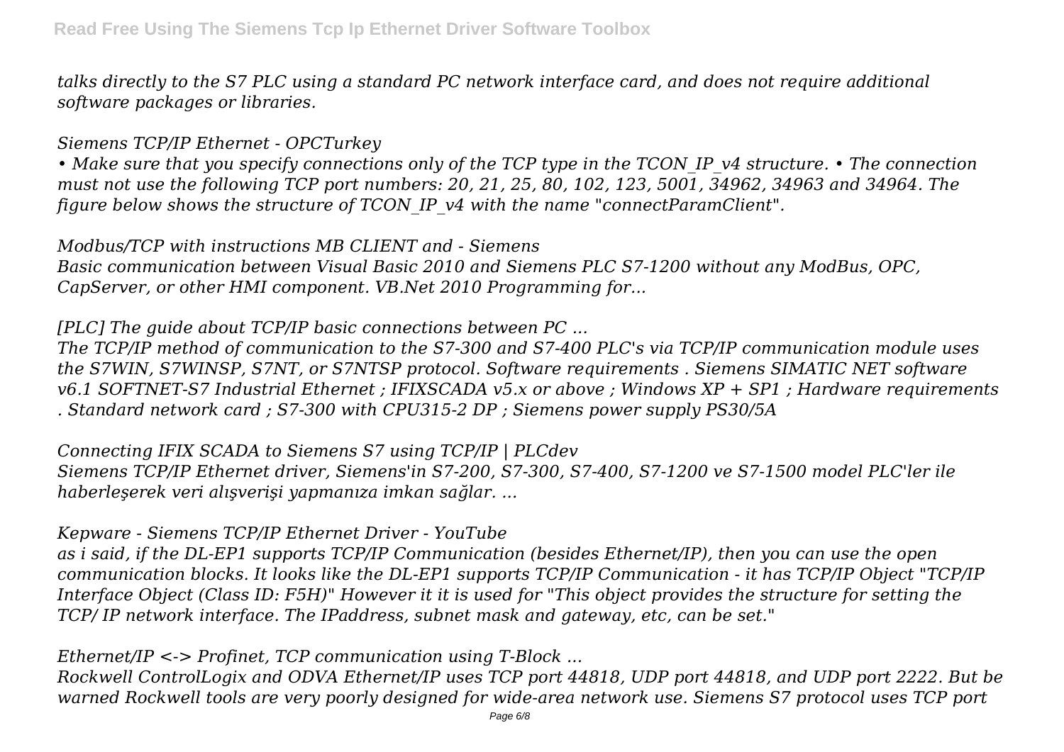*talks directly to the S7 PLC using a standard PC network interface card, and does not require additional software packages or libraries.*

*Siemens TCP/IP Ethernet - OPCTurkey*

*• Make sure that you specify connections only of the TCP type in the TCON_IP_v4 structure. • The connection must not use the following TCP port numbers: 20, 21, 25, 80, 102, 123, 5001, 34962, 34963 and 34964. The figure below shows the structure of TCON_IP_v4 with the name "connectParamClient".*

*Modbus/TCP with instructions MB CLIENT and - Siemens*

*Basic communication between Visual Basic 2010 and Siemens PLC S7-1200 without any ModBus, OPC, CapServer, or other HMI component. VB.Net 2010 Programming for...*

*[PLC] The guide about TCP/IP basic connections between PC ...*

*The TCP/IP method of communication to the S7-300 and S7-400 PLC's via TCP/IP communication module uses the S7WIN, S7WINSP, S7NT, or S7NTSP protocol. Software requirements . Siemens SIMATIC NET software v6.1 SOFTNET-S7 Industrial Ethernet ; IFIXSCADA v5.x or above ; Windows XP + SP1 ; Hardware requirements . Standard network card ; S7-300 with CPU315-2 DP ; Siemens power supply PS30/5A*

*Connecting IFIX SCADA to Siemens S7 using TCP/IP | PLCdev*

*Siemens TCP/IP Ethernet driver, Siemens'in S7-200, S7-300, S7-400, S7-1200 ve S7-1500 model PLC'ler ile haberleşerek veri alışverişi yapmanıza imkan sağlar. ...*

*Kepware - Siemens TCP/IP Ethernet Driver - YouTube*

*as i said, if the DL-EP1 supports TCP/IP Communication (besides Ethernet/IP), then you can use the open communication blocks. It looks like the DL-EP1 supports TCP/IP Communication - it has TCP/IP Object "TCP/IP Interface Object (Class ID: F5H)" However it it is used for "This object provides the structure for setting the TCP/ IP network interface. The IPaddress, subnet mask and gateway, etc, can be set."*

*Ethernet/IP <-> Profinet, TCP communication using T-Block ...*

*Rockwell ControlLogix and ODVA Ethernet/IP uses TCP port 44818, UDP port 44818, and UDP port 2222. But be warned Rockwell tools are very poorly designed for wide-area network use. Siemens S7 protocol uses TCP port*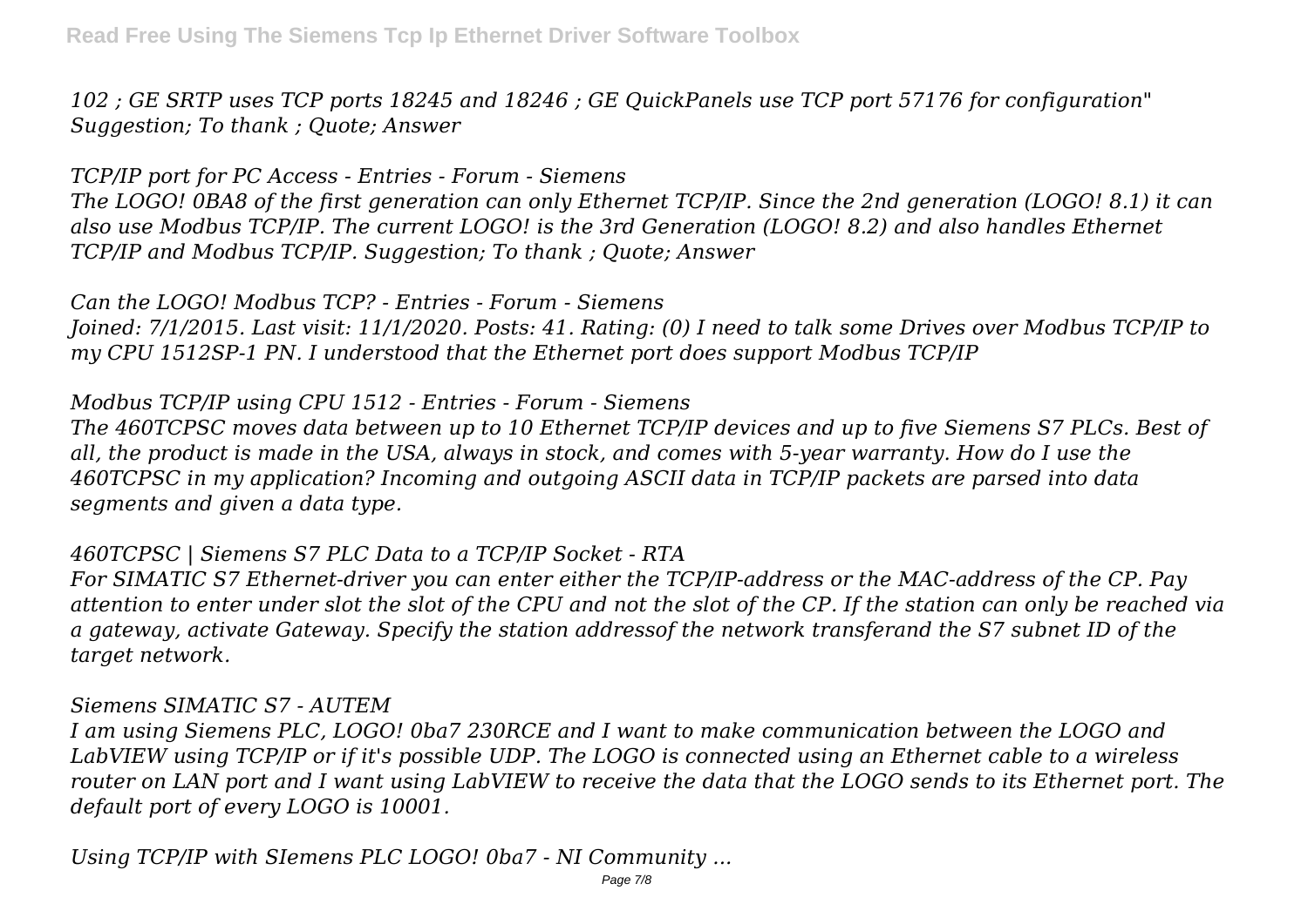*102 ; GE SRTP uses TCP ports 18245 and 18246 ; GE QuickPanels use TCP port 57176 for configuration" Suggestion; To thank ; Quote; Answer*

*TCP/IP port for PC Access - Entries - Forum - Siemens*
*The LOGO! 0BA8 of the first generation can only Ethernet TCP/IP. Since the 2nd generation (LOGO! 8.1) it can also use Modbus TCP/IP. The current LOGO! is the 3rd Generation (LOGO! 8.2) and also handles Ethernet TCP/IP and Modbus TCP/IP. Suggestion; To thank ; Quote; Answer*

*Can the LOGO! Modbus TCP? - Entries - Forum - Siemens*
*Joined: 7/1/2015. Last visit: 11/1/2020. Posts: 41. Rating: (0) I need to talk some Drives over Modbus TCP/IP to my CPU 1512SP-1 PN. I understood that the Ethernet port does support Modbus TCP/IP*

*Modbus TCP/IP using CPU 1512 - Entries - Forum - Siemens*
*The 460TCPSC moves data between up to 10 Ethernet TCP/IP devices and up to five Siemens S7 PLCs. Best of all, the product is made in the USA, always in stock, and comes with 5-year warranty. How do I use the 460TCPSC in my application? Incoming and outgoing ASCII data in TCP/IP packets are parsed into data segments and given a data type.*

*460TCPSC | Siemens S7 PLC Data to a TCP/IP Socket - RTA*
*For SIMATIC S7 Ethernet-driver you can enter either the TCP/IP-address or the MAC-address of the CP. Pay attention to enter under slot the slot of the CPU and not the slot of the CP. If the station can only be reached via a gateway, activate Gateway. Specify the station addressof the network transferand the S7 subnet ID of the target network.*

*Siemens SIMATIC S7 - AUTEM*
*I am using Siemens PLC, LOGO! 0ba7 230RCE and I want to make communication between the LOGO and LabVIEW using TCP/IP or if it's possible UDP. The LOGO is connected using an Ethernet cable to a wireless router on LAN port and I want using LabVIEW to receive the data that the LOGO sends to its Ethernet port. The default port of every LOGO is 10001.*

*Using TCP/IP with SIemens PLC LOGO! 0ba7 - NI Community ...*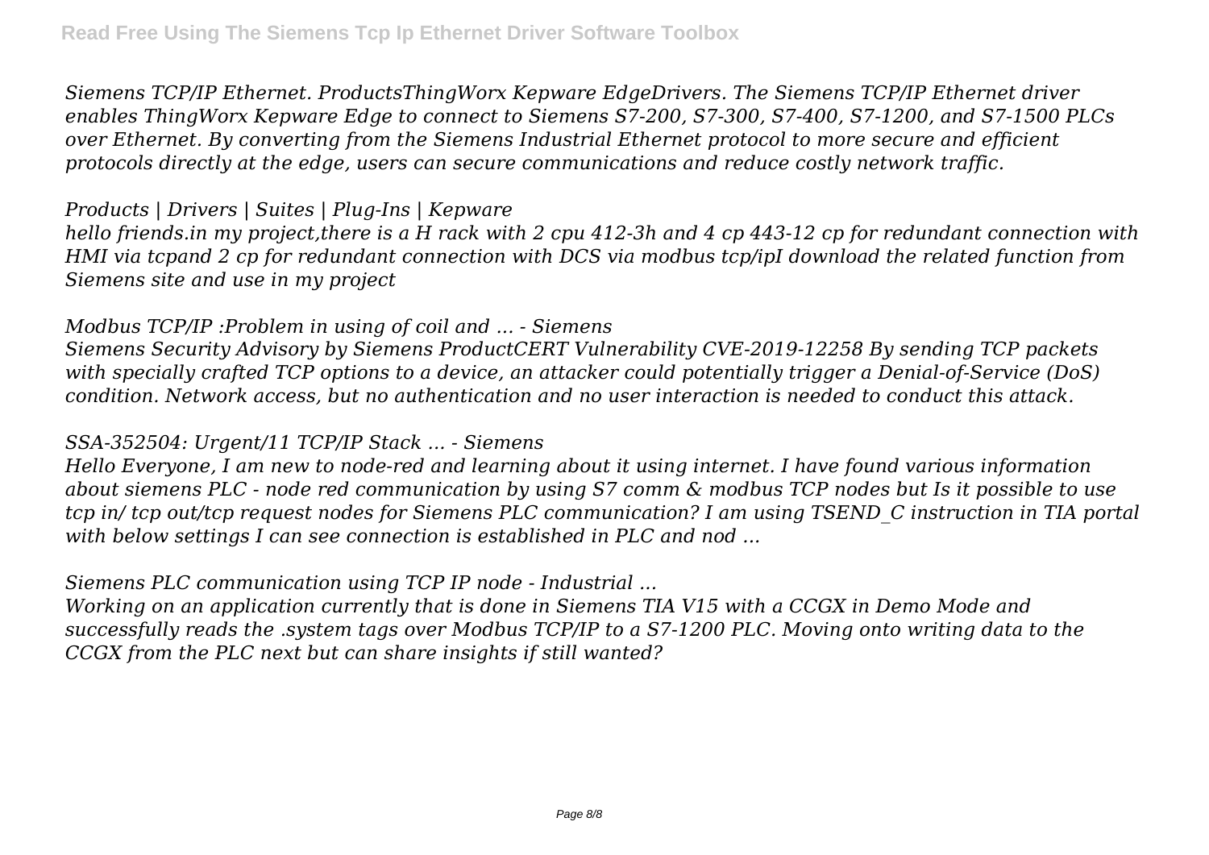*Siemens TCP/IP Ethernet. ProductsThingWorx Kepware EdgeDrivers. The Siemens TCP/IP Ethernet driver enables ThingWorx Kepware Edge to connect to Siemens S7-200, S7-300, S7-400, S7-1200, and S7-1500 PLCs over Ethernet. By converting from the Siemens Industrial Ethernet protocol to more secure and efficient protocols directly at the edge, users can secure communications and reduce costly network traffic.*

*Products | Drivers | Suites | Plug-Ins | Kepware*

*hello friends.in my project,there is a H rack with 2 cpu 412-3h and 4 cp 443-12 cp for redundant connection with HMI via tcpand 2 cp for redundant connection with DCS via modbus tcp/ipI download the related function from Siemens site and use in my project*

*Modbus TCP/IP :Problem in using of coil and ... - Siemens*

*Siemens Security Advisory by Siemens ProductCERT Vulnerability CVE-2019-12258 By sending TCP packets with specially crafted TCP options to a device, an attacker could potentially trigger a Denial-of-Service (DoS) condition. Network access, but no authentication and no user interaction is needed to conduct this attack.*

*SSA-352504: Urgent/11 TCP/IP Stack ... - Siemens*

*Hello Everyone, I am new to node-red and learning about it using internet. I have found various information about siemens PLC - node red communication by using S7 comm & modbus TCP nodes but Is it possible to use tcp in/ tcp out/tcp request nodes for Siemens PLC communication? I am using TSEND_C instruction in TIA portal with below settings I can see connection is established in PLC and nod ...*

*Siemens PLC communication using TCP IP node - Industrial ...*

*Working on an application currently that is done in Siemens TIA V15 with a CCGX in Demo Mode and successfully reads the .system tags over Modbus TCP/IP to a S7-1200 PLC. Moving onto writing data to the CCGX from the PLC next but can share insights if still wanted?*